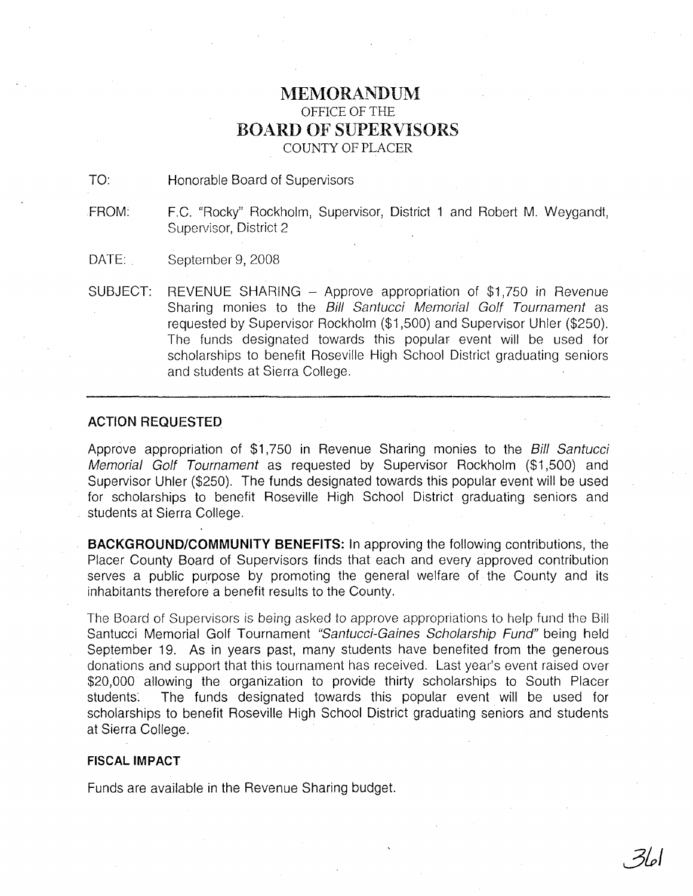# MEMORANDUM

OFFICE OF THE

## BOARD OF SUPERVISORS

COUNTY OF PLACER

TO: Honorable Board of Supervisors

FROM: F.C. "Rocky" Rockholm, Supervisor, District 1 and Robert M. Weygandt, Supervisor, District 2

DATE: September 9, 2008

SUBJECT: REVENUE SHARING – Approve appropriation of $1,750 in Revenue Sharing monies to the *Bill Santucci Memorial Golf Tournament* as requested by Supervisor Rockholm ($1,500) and Supervisor Uhler ($250). The funds designated towards this popular event will be used for scholarships to benefit Roseville High School District graduating seniors and students at Sierra College.

---

**ACTION REQUESTED**

Approve appropriation of $1,750 in Revenue Sharing monies to the *Bill Santucci Memorial Golf Tournament* as requested by Supervisor Rockholm ($1,500) and Supervisor Uhler ($250). The funds designated towards this popular event will be used for scholarships to benefit Roseville High School District graduating seniors and students at Sierra College.

**BACKGROUND/COMMUNITY BENEFITS:** In approving the following contributions, the Placer County Board of Supervisors finds that each and every approved contribution serves a public purpose by promoting the general welfare of the County and its inhabitants therefore a benefit results to the County.

The Board of Supervisors is being asked to approve appropriations to help fund the Bill Santucci Memorial Golf Tournament *"Santucci-Gaines Scholarship Fund"* being held September 19. As in years past, many students have benefited from the generous donations and support that this tournament has received. Last year's event raised over $20,000 allowing the organization to provide thirty scholarships to South Placer students. The funds designated towards this popular event will be used for scholarships to benefit Roseville High School District graduating seniors and students at Sierra College.

**FISCAL IMPACT**

Funds are available in the Revenue Sharing budget.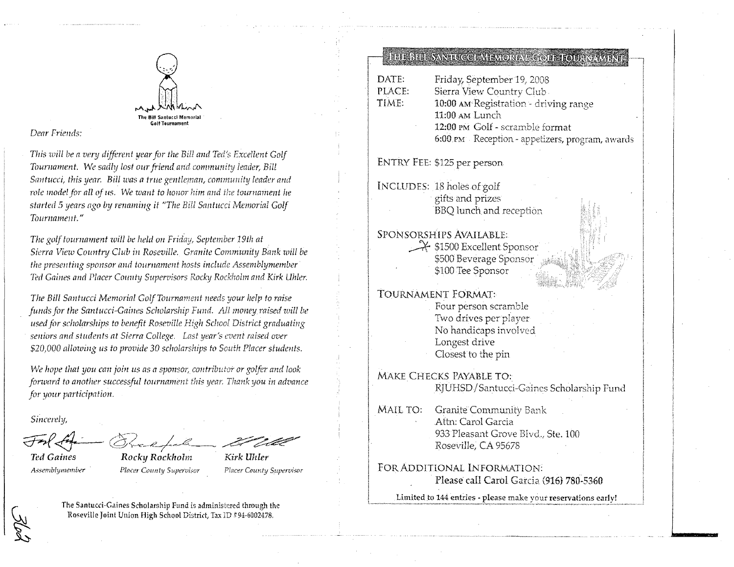The Bill Santucci Memorial Golf Tournament

*Dear Friends:*

*This will be a very different year for the Bill and Ted's Excellent Golf Tournament. We sadly lost our friend and community leader, Bill Santucci, this year. Bill was a true gentleman, community leader and role model for all of us. We want to honor him and the tournament he started 5 years ago by renaming it "The Bill Santucci Memorial Golf Tournament."*

*The golf tournament will be held on Friday, September 19th at Sierra View Country Club in Roseville. Granite Community Bank will be the presenting sponsor and tournament hosts include Assemblymember Ted Gaines and Placer County Supervisors Rocky Rockholm and Kirk Uhler.*

*The Bill Santucci Memorial Golf Tournament needs your help to raise funds for the Santucci-Gaines Scholarship Fund. All money raised will be used for scholarships to benefit Roseville High School District graduating seniors and students at Sierra College. Last year's event raised over $20,000 allowing us to provide 30 scholarships to South Placer students.*

*We hope that you can join us as a sponsor, contributor or golfer and look forward to another successful tournament this year. Thank you in advance for your participation.*

*Sincerely,*

| | | |
|---|---|---|
| *Ted Gaines* | *Rocky Rockholm* | *Kirk Uhler* |
| *Assemblymember* | *Placer County Supervisor* | *Placer County Supervisor* |

The Santucci-Gaines Scholarship Fund is administered through the Roseville Joint Union High School District, Tax ID #94-6002478.

## THE BILL SANTUCCI MEMORIAL GOLF TOURNAMENT

DATE: Friday, September 19, 2008

PLACE: Sierra View Country Club

TIME:
- 10:00 AM Registration - driving range
- 11:00 AM Lunch
- 12:00 PM Golf - scramble format
- 6:00 PM Reception - appetizers, program, awards

ENTRY FEE: $125 per person

INCLUDES:
- 18 holes of golf
- gifts and prizes
- BBQ lunch and reception

SPONSORSHIPS AVAILABLE:
- $1500 Excellent Sponsor
- $500 Beverage Sponsor
- $100 Tee Sponsor

TOURNAMENT FORMAT:
- Four person scramble
- Two drives per player
- No handicaps involved
- Longest drive
- Closest to the pin

MAKE CHECKS PAYABLE TO:
RJUHSD/Santucci-Gaines Scholarship Fund

MAIL TO:
Granite Community Bank
Attn: Carol Garcia
933 Pleasant Grove Blvd., Ste. 100
Roseville, CA 95678

FOR ADDITIONAL INFORMATION:
Please call Carol Garcia (916) 780-5360

**Limited to 144 entries - please make your reservations early!**